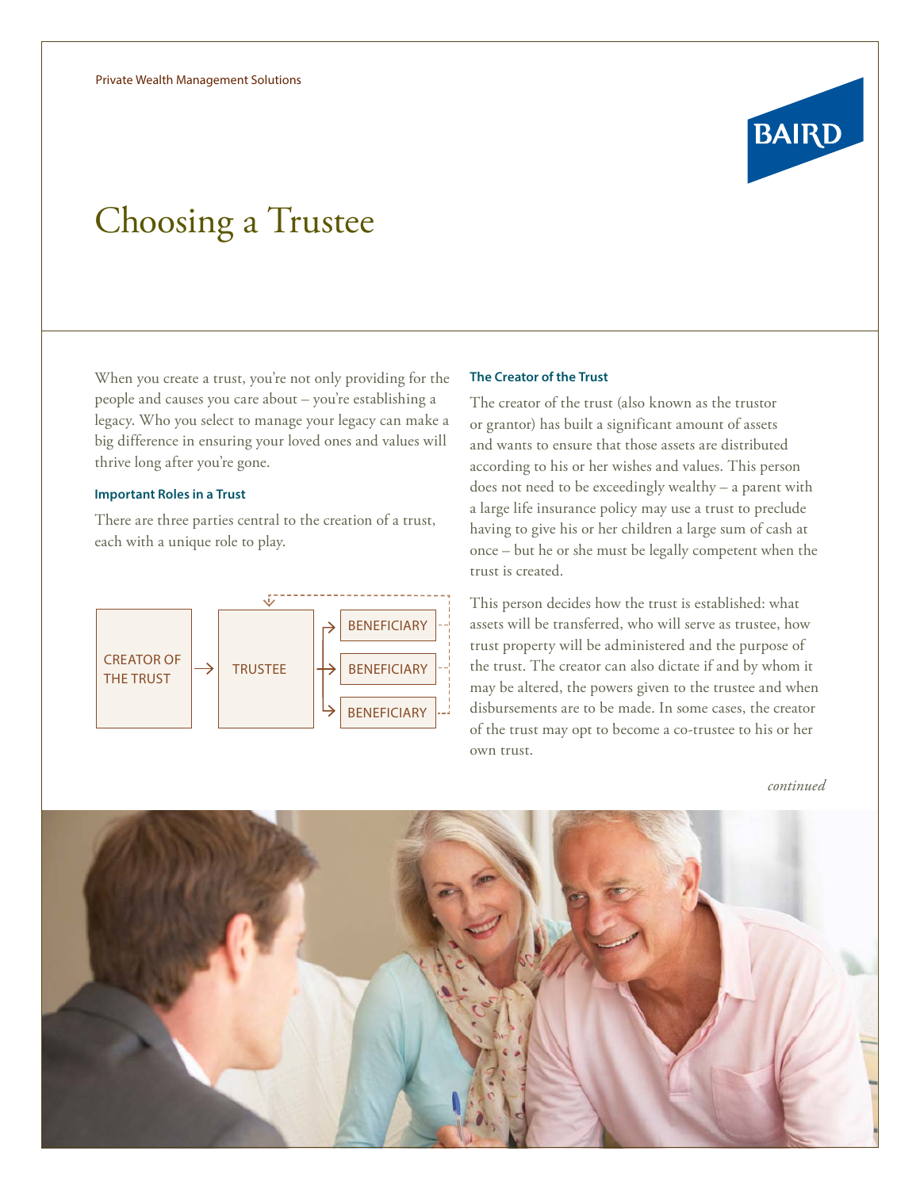Private Wealth Management Solutions

# Choosing a Trustee

When you create a trust, you're not only providing for the people and causes you care about – you're establishing a legacy. Who you select to manage your legacy can make a big difference in ensuring your loved ones and values will thrive long after you're gone.

### Important Roles in a Trust

There are three parties central to the creation of a trust, each with a unique role to play.

CREATOR OF THE TRUST → TRUSTEE → BENEFICIARY, BENEFICIARY, BENEFICIARY

### The Creator of the Trust

The creator of the trust (also known as the trustor or grantor) has built a significant amount of assets and wants to ensure that those assets are distributed according to his or her wishes and values. This person does not need to be exceedingly wealthy – a parent with a large life insurance policy may use a trust to preclude having to give his or her children a large sum of cash at once – but he or she must be legally competent when the trust is created.

This person decides how the trust is established: what assets will be transferred, who will serve as trustee, how trust property will be administered and the purpose of the trust. The creator can also dictate if and by whom it may be altered, the powers given to the trustee and when disbursements are to be made. In some cases, the creator of the trust may opt to become a co-trustee to his or her own trust.

*continued*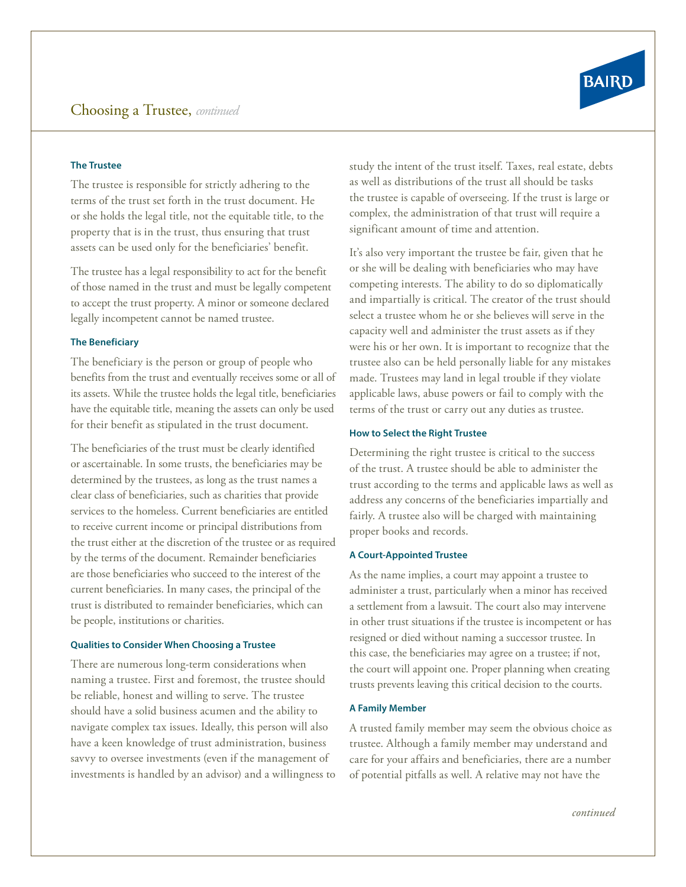## The Trustee

The trustee is responsible for strictly adhering to the terms of the trust set forth in the trust document. He or she holds the legal title, not the equitable title, to the property that is in the trust, thus ensuring that trust assets can be used only for the beneficiaries' benefit.

The trustee has a legal responsibility to act for the benefit of those named in the trust and must be legally competent to accept the trust property. A minor or someone declared legally incompetent cannot be named trustee.

## The Beneficiary

The beneficiary is the person or group of people who benefits from the trust and eventually receives some or all of its assets. While the trustee holds the legal title, beneficiaries have the equitable title, meaning the assets can only be used for their benefit as stipulated in the trust document.

The beneficiaries of the trust must be clearly identified or ascertainable. In some trusts, the beneficiaries may be determined by the trustees, as long as the trust names a clear class of beneficiaries, such as charities that provide services to the homeless. Current beneficiaries are entitled to receive current income or principal distributions from the trust either at the discretion of the trustee or as required by the terms of the document. Remainder beneficiaries are those beneficiaries who succeed to the interest of the current beneficiaries. In many cases, the principal of the trust is distributed to remainder beneficiaries, which can be people, institutions or charities.

## Qualities to Consider When Choosing a Trustee

There are numerous long-term considerations when naming a trustee. First and foremost, the trustee should be reliable, honest and willing to serve. The trustee should have a solid business acumen and the ability to navigate complex tax issues. Ideally, this person will also have a keen knowledge of trust administration, business savvy to oversee investments (even if the management of investments is handled by an advisor) and a willingness to study the intent of the trust itself. Taxes, real estate, debts as well as distributions of the trust all should be tasks the trustee is capable of overseeing. If the trust is large or complex, the administration of that trust will require a significant amount of time and attention.

It's also very important the trustee be fair, given that he or she will be dealing with beneficiaries who may have competing interests. The ability to do so diplomatically and impartially is critical. The creator of the trust should select a trustee whom he or she believes will serve in the capacity well and administer the trust assets as if they were his or her own. It is important to recognize that the trustee also can be held personally liable for any mistakes made. Trustees may land in legal trouble if they violate applicable laws, abuse powers or fail to comply with the terms of the trust or carry out any duties as trustee.

## How to Select the Right Trustee

Determining the right trustee is critical to the success of the trust. A trustee should be able to administer the trust according to the terms and applicable laws as well as address any concerns of the beneficiaries impartially and fairly. A trustee also will be charged with maintaining proper books and records.

## A Court-Appointed Trustee

As the name implies, a court may appoint a trustee to administer a trust, particularly when a minor has received a settlement from a lawsuit. The court also may intervene in other trust situations if the trustee is incompetent or has resigned or died without naming a successor trustee. In this case, the beneficiaries may agree on a trustee; if not, the court will appoint one. Proper planning when creating trusts prevents leaving this critical decision to the courts.

## A Family Member

A trusted family member may seem the obvious choice as trustee. Although a family member may understand and care for your affairs and beneficiaries, there are a number of potential pitfalls as well. A relative may not have the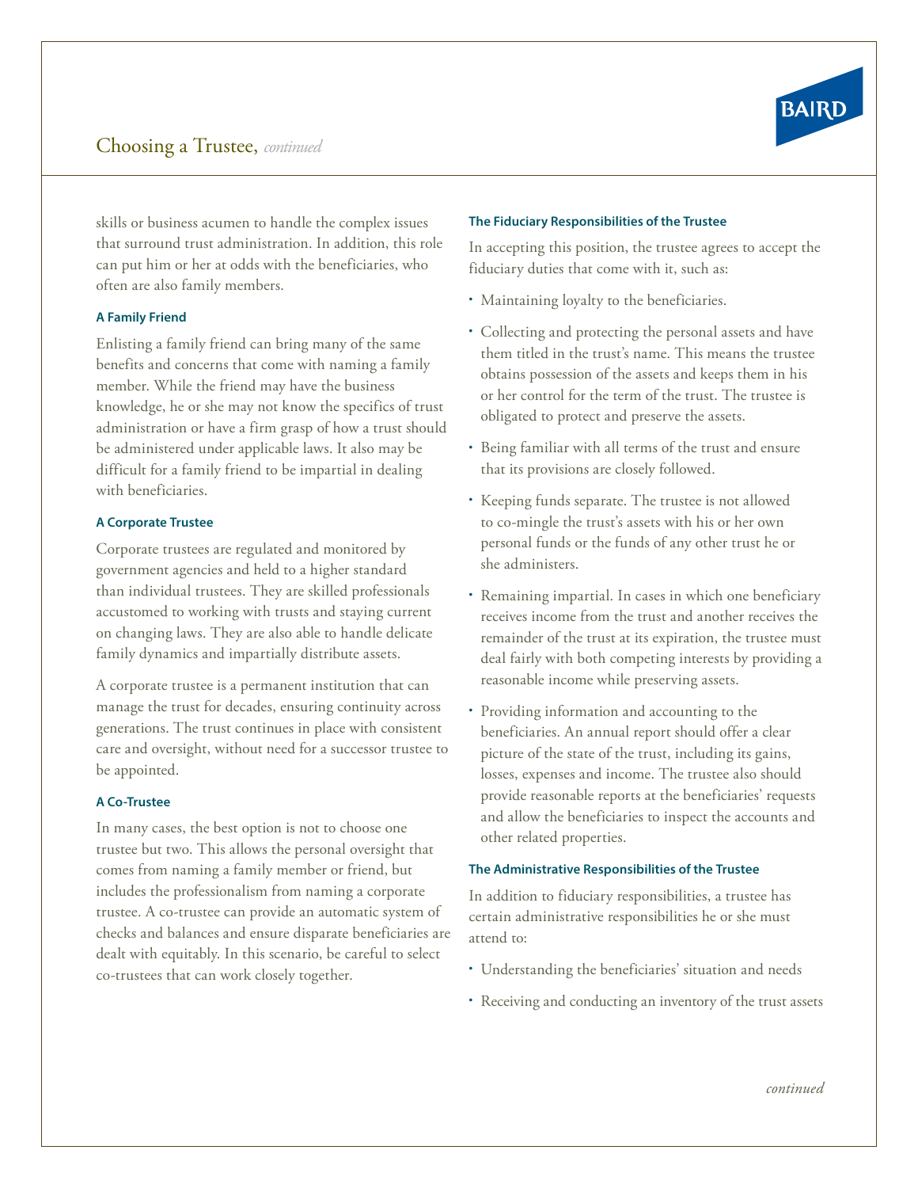skills or business acumen to handle the complex issues that surround trust administration. In addition, this role can put him or her at odds with the beneficiaries, who often are also family members.

#### A Family Friend

Enlisting a family friend can bring many of the same benefits and concerns that come with naming a family member. While the friend may have the business knowledge, he or she may not know the specifics of trust administration or have a firm grasp of how a trust should be administered under applicable laws. It also may be difficult for a family friend to be impartial in dealing with beneficiaries.

#### A Corporate Trustee

Corporate trustees are regulated and monitored by government agencies and held to a higher standard than individual trustees. They are skilled professionals accustomed to working with trusts and staying current on changing laws. They are also able to handle delicate family dynamics and impartially distribute assets.

A corporate trustee is a permanent institution that can manage the trust for decades, ensuring continuity across generations. The trust continues in place with consistent care and oversight, without need for a successor trustee to be appointed.

#### A Co-Trustee

In many cases, the best option is not to choose one trustee but two. This allows the personal oversight that comes from naming a family member or friend, but includes the professionalism from naming a corporate trustee. A co-trustee can provide an automatic system of checks and balances and ensure disparate beneficiaries are dealt with equitably. In this scenario, be careful to select co-trustees that can work closely together.

#### The Fiduciary Responsibilities of the Trustee

In accepting this position, the trustee agrees to accept the fiduciary duties that come with it, such as:

- Maintaining loyalty to the beneficiaries.
- Collecting and protecting the personal assets and have them titled in the trust's name. This means the trustee obtains possession of the assets and keeps them in his or her control for the term of the trust. The trustee is obligated to protect and preserve the assets.
- Being familiar with all terms of the trust and ensure that its provisions are closely followed.
- Keeping funds separate. The trustee is not allowed to co-mingle the trust's assets with his or her own personal funds or the funds of any other trust he or she administers.
- Remaining impartial. In cases in which one beneficiary receives income from the trust and another receives the remainder of the trust at its expiration, the trustee must deal fairly with both competing interests by providing a reasonable income while preserving assets.
- Providing information and accounting to the beneficiaries. An annual report should offer a clear picture of the state of the trust, including its gains, losses, expenses and income. The trustee also should provide reasonable reports at the beneficiaries' requests and allow the beneficiaries to inspect the accounts and other related properties.

#### The Administrative Responsibilities of the Trustee

In addition to fiduciary responsibilities, a trustee has certain administrative responsibilities he or she must attend to:

- Understanding the beneficiaries' situation and needs
- Receiving and conducting an inventory of the trust assets

*continued*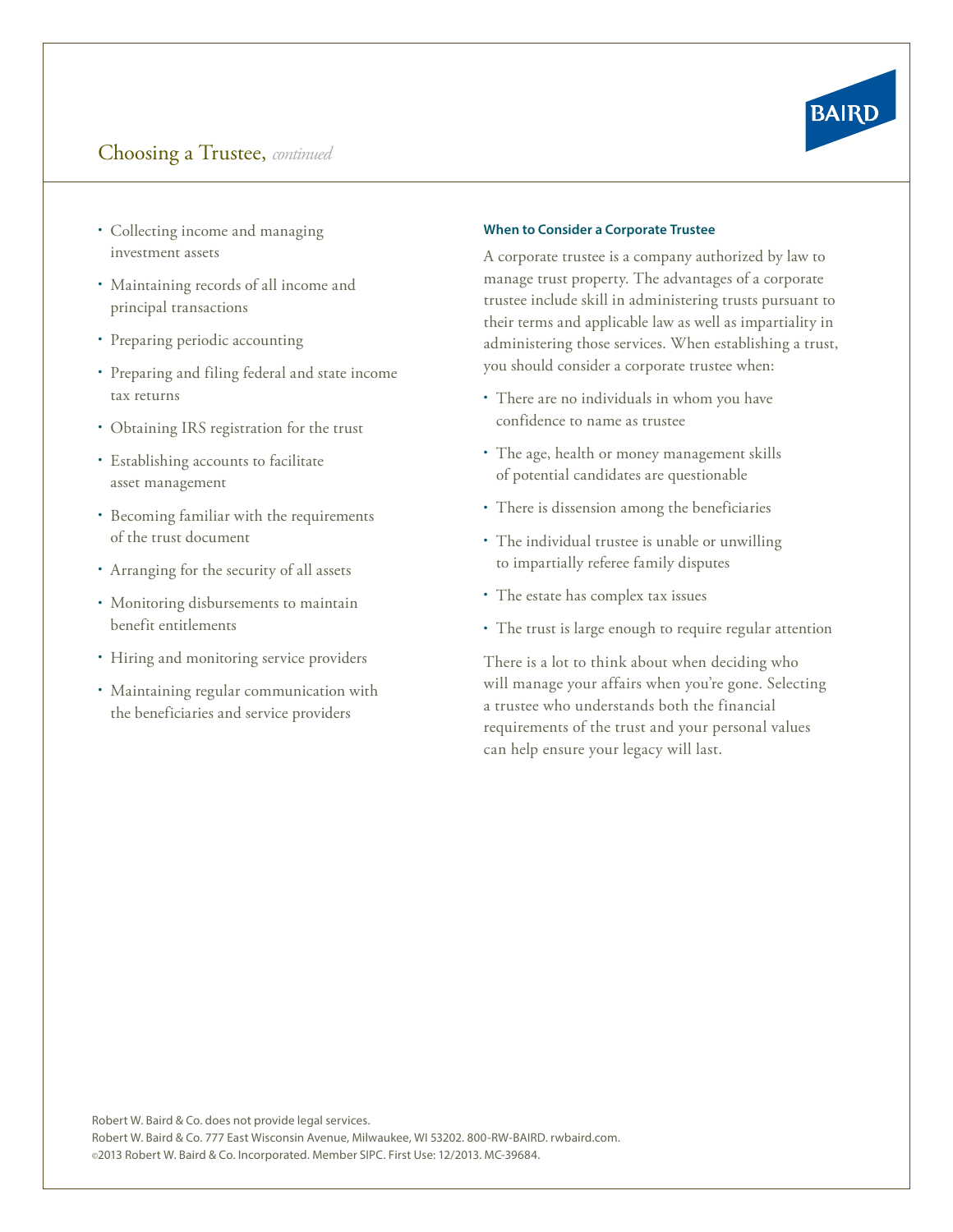## Choosing a Trustee, *continued*

- Collecting income and managing investment assets
- Maintaining records of all income and principal transactions
- Preparing periodic accounting
- Preparing and filing federal and state income tax returns
- Obtaining IRS registration for the trust
- Establishing accounts to facilitate asset management
- Becoming familiar with the requirements of the trust document
- Arranging for the security of all assets
- Monitoring disbursements to maintain benefit entitlements
- Hiring and monitoring service providers
- Maintaining regular communication with the beneficiaries and service providers

### When to Consider a Corporate Trustee

A corporate trustee is a company authorized by law to manage trust property. The advantages of a corporate trustee include skill in administering trusts pursuant to their terms and applicable law as well as impartiality in administering those services. When establishing a trust, you should consider a corporate trustee when:

- There are no individuals in whom you have confidence to name as trustee
- The age, health or money management skills of potential candidates are questionable
- There is dissension among the beneficiaries
- The individual trustee is unable or unwilling to impartially referee family disputes
- The estate has complex tax issues
- The trust is large enough to require regular attention

There is a lot to think about when deciding who will manage your affairs when you're gone. Selecting a trustee who understands both the financial requirements of the trust and your personal values can help ensure your legacy will last.

Robert W. Baird & Co. does not provide legal services.
Robert W. Baird & Co. 777 East Wisconsin Avenue, Milwaukee, WI 53202. 800-RW-BAIRD. rwbaird.com.
©2013 Robert W. Baird & Co. Incorporated. Member SIPC. First Use: 12/2013. MC-39684.